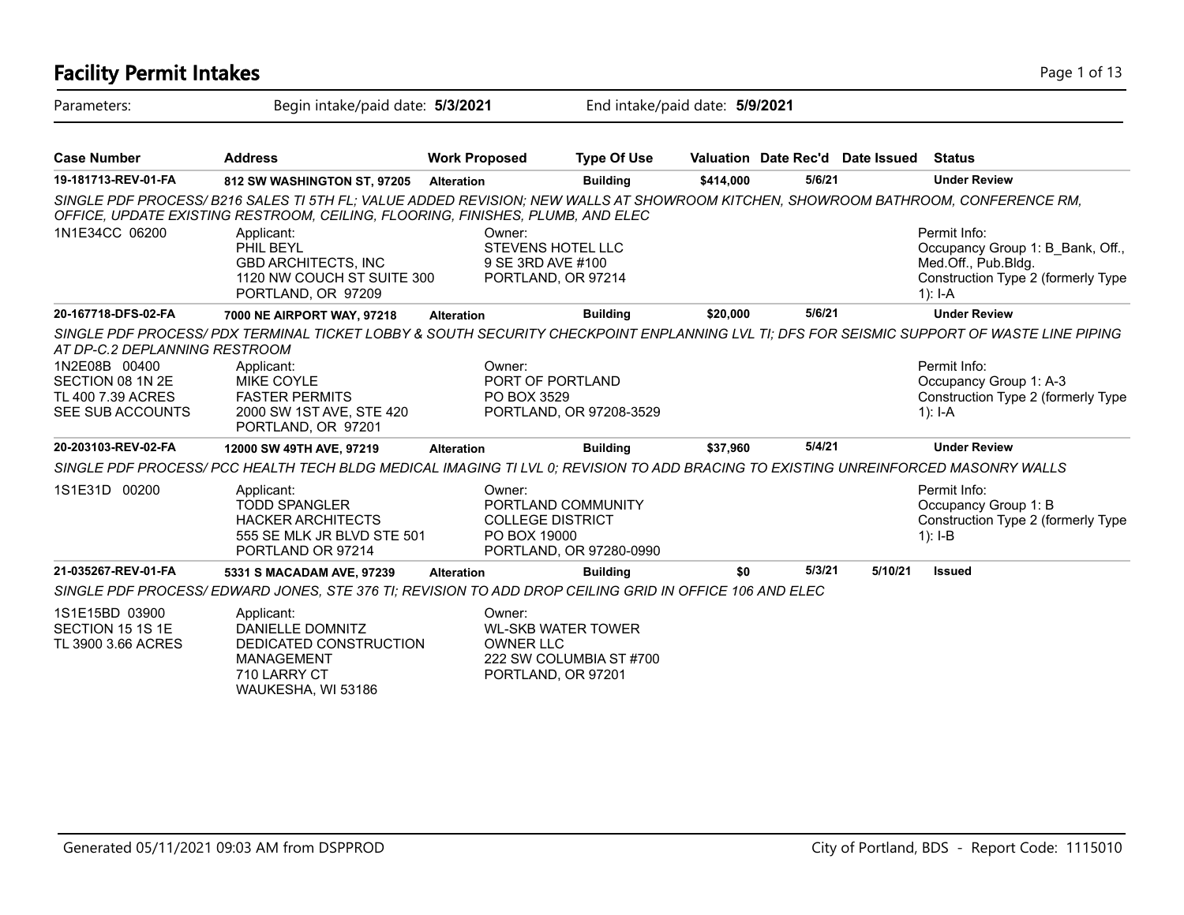# Facility Permit Intakes

Parameters: Begin intake/paid date: **5/3/2021** End intake/paid date: **5/9/2021**

| Case Number | Address | Work Proposed | Type Of Use | Valuation | Date Rec'd | Date Issued | Status |
|---|---|---|---|---|---|---|---|
| **19-181713-REV-01-FA** | **812 SW WASHINGTON ST, 97205** | **Alteration** | **Building** | **$414,000** | **5/6/21** | | **Under Review** |

*SINGLE PDF PROCESS/ B216 SALES TI 5TH FL; VALUE ADDED REVISION; NEW WALLS AT SHOWROOM KITCHEN, SHOWROOM BATHROOM, CONFERENCE RM, OFFICE, UPDATE EXISTING RESTROOM, CEILING, FLOORING, FINISHES, PLUMB, AND ELEC*

1N1E34CC 06200

Applicant:
PHIL BEYL
GBD ARCHITECTS, INC
1120 NW COUCH ST SUITE 300
PORTLAND, OR 97209

Owner:
STEVENS HOTEL LLC
9 SE 3RD AVE #100
PORTLAND, OR 97214

Permit Info:
Occupancy Group 1: B_Bank, Off., Med.Off., Pub.Bldg.
Construction Type 2 (formerly Type 1): I-A

| Case Number | Address | Work Proposed | Type Of Use | Valuation | Date Rec'd | Date Issued | Status |
|---|---|---|---|---|---|---|---|
| **20-167718-DFS-02-FA** | **7000 NE AIRPORT WAY, 97218** | **Alteration** | **Building** | **$20,000** | **5/6/21** | | **Under Review** |

*SINGLE PDF PROCESS/ PDX TERMINAL TICKET LOBBY & SOUTH SECURITY CHECKPOINT ENPLANNING LVL TI; DFS FOR SEISMIC SUPPORT OF WASTE LINE PIPING AT DP-C.2 DEPLANNING RESTROOM*

1N2E08B 00400
SECTION 08 1N 2E
TL 400 7.39 ACRES
SEE SUB ACCOUNTS

Applicant:
MIKE COYLE
FASTER PERMITS
2000 SW 1ST AVE, STE 420
PORTLAND, OR 97201

Owner:
PORT OF PORTLAND
PO BOX 3529
PORTLAND, OR 97208-3529

Permit Info:
Occupancy Group 1: A-3
Construction Type 2 (formerly Type 1): I-A

| Case Number | Address | Work Proposed | Type Of Use | Valuation | Date Rec'd | Date Issued | Status |
|---|---|---|---|---|---|---|---|
| **20-203103-REV-02-FA** | **12000 SW 49TH AVE, 97219** | **Alteration** | **Building** | **$37,960** | **5/4/21** | | **Under Review** |

*SINGLE PDF PROCESS/ PCC HEALTH TECH BLDG MEDICAL IMAGING TI LVL 0; REVISION TO ADD BRACING TO EXISTING UNREINFORCED MASONRY WALLS*

1S1E31D 00200

Applicant:
TODD SPANGLER
HACKER ARCHITECTS
555 SE MLK JR BLVD STE 501
PORTLAND OR 97214

Owner:
PORTLAND COMMUNITY COLLEGE DISTRICT
PO BOX 19000
PORTLAND, OR 97280-0990

Permit Info:
Occupancy Group 1: B
Construction Type 2 (formerly Type 1): I-B

| Case Number | Address | Work Proposed | Type Of Use | Valuation | Date Rec'd | Date Issued | Status |
|---|---|---|---|---|---|---|---|
| **21-035267-REV-01-FA** | **5331 S MACADAM AVE, 97239** | **Alteration** | **Building** | **$0** | **5/3/21** | **5/10/21** | **Issued** |

*SINGLE PDF PROCESS/ EDWARD JONES, STE 376 TI; REVISION TO ADD DROP CEILING GRID IN OFFICE 106 AND ELEC*

1S1E15BD 03900
SECTION 15 1S 1E
TL 3900 3.66 ACRES

Applicant:
DANIELLE DOMNITZ
DEDICATED CONSTRUCTION MANAGEMENT
710 LARRY CT
WAUKESHA, WI 53186

Owner:
WL-SKB WATER TOWER OWNER LLC
222 SW COLUMBIA ST #700
PORTLAND, OR 97201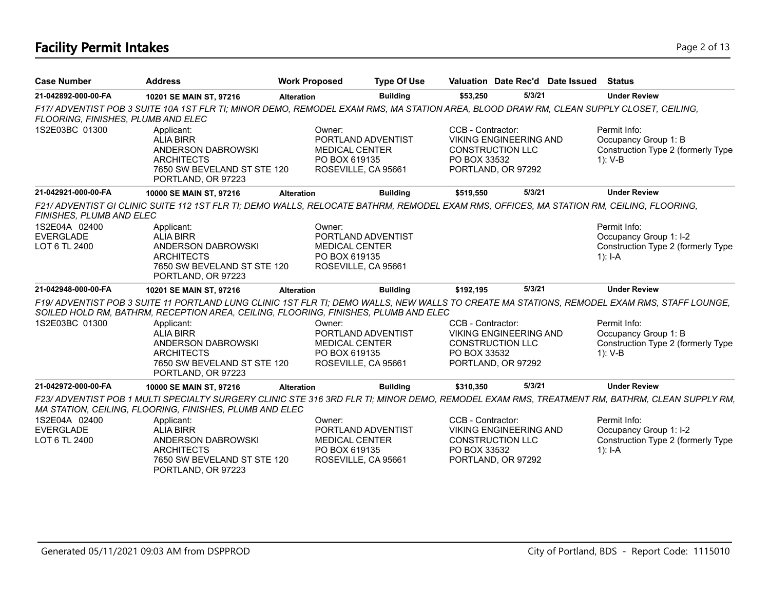# Facility Permit Intakes

| Case Number | Address | Work Proposed | Type Of Use | Valuation | Date Rec'd | Date Issued | Status |
|---|---|---|---|---|---|---|---|
| 21-042892-000-00-FA | 10201 SE MAIN ST, 97216 | Alteration | Building | $53,250 | 5/3/21 | | Under Review |

*F17/ ADVENTIST POB 3 SUITE 10A 1ST FLR TI; MINOR DEMO, REMODEL EXAM RMS, MA STATION AREA, BLOOD DRAW RM, CLEAN SUPPLY CLOSET, CEILING, FLOORING, FINISHES, PLUMB AND ELEC*

| | Applicant | Owner | CCB - Contractor | Permit Info |
|---|---|---|---|---|
| 1S2E03BC 01300 | ALIA BIRR<br>ANDERSON DABROWSKI ARCHITECTS<br>7650 SW BEVELAND ST STE 120<br>PORTLAND, OR 97223 | PORTLAND ADVENTIST MEDICAL CENTER<br>PO BOX 619135<br>ROSEVILLE, CA 95661 | VIKING ENGINEERING AND CONSTRUCTION LLC<br>PO BOX 33532<br>PORTLAND, OR 97292 | Occupancy Group 1: B<br>Construction Type 2 (formerly Type 1): V-B |

| Case Number | Address | Work Proposed | Type Of Use | Valuation | Date Rec'd | Date Issued | Status |
|---|---|---|---|---|---|---|---|
| 21-042921-000-00-FA | 10000 SE MAIN ST, 97216 | Alteration | Building | $519,550 | 5/3/21 | | Under Review |

*F21/ ADVENTIST GI CLINIC SUITE 112 1ST FLR TI; DEMO WALLS, RELOCATE BATHRM, REMODEL EXAM RMS, OFFICES, MA STATION RM, CEILING, FLOORING, FINISHES, PLUMB AND ELEC*

| | Applicant | Owner | CCB - Contractor | Permit Info |
|---|---|---|---|---|
| 1S2E04A 02400<br>EVERGLADE<br>LOT 6 TL 2400 | ALIA BIRR<br>ANDERSON DABROWSKI ARCHITECTS<br>7650 SW BEVELAND ST STE 120<br>PORTLAND, OR 97223 | PORTLAND ADVENTIST MEDICAL CENTER<br>PO BOX 619135<br>ROSEVILLE, CA 95661 | | Occupancy Group 1: I-2<br>Construction Type 2 (formerly Type 1): I-A |

| Case Number | Address | Work Proposed | Type Of Use | Valuation | Date Rec'd | Date Issued | Status |
|---|---|---|---|---|---|---|---|
| 21-042948-000-00-FA | 10201 SE MAIN ST, 97216 | Alteration | Building | $192,195 | 5/3/21 | | Under Review |

*F19/ ADVENTIST POB 3 SUITE 11 PORTLAND LUNG CLINIC 1ST FLR TI; DEMO WALLS, NEW WALLS TO CREATE MA STATIONS, REMODEL EXAM RMS, STAFF LOUNGE, SOILED HOLD RM, BATHRM, RECEPTION AREA, CEILING, FLOORING, FINISHES, PLUMB AND ELEC*

| | Applicant | Owner | CCB - Contractor | Permit Info |
|---|---|---|---|---|
| 1S2E03BC 01300 | ALIA BIRR<br>ANDERSON DABROWSKI ARCHITECTS<br>7650 SW BEVELAND ST STE 120<br>PORTLAND, OR 97223 | PORTLAND ADVENTIST MEDICAL CENTER<br>PO BOX 619135<br>ROSEVILLE, CA 95661 | VIKING ENGINEERING AND CONSTRUCTION LLC<br>PO BOX 33532<br>PORTLAND, OR 97292 | Occupancy Group 1: B<br>Construction Type 2 (formerly Type 1): V-B |

| Case Number | Address | Work Proposed | Type Of Use | Valuation | Date Rec'd | Date Issued | Status |
|---|---|---|---|---|---|---|---|
| 21-042972-000-00-FA | 10000 SE MAIN ST, 97216 | Alteration | Building | $310,350 | 5/3/21 | | Under Review |

*F23/ ADVENTIST POB 1 MULTI SPECIALTY SURGERY CLINIC STE 316 3RD FLR TI; MINOR DEMO, REMODEL EXAM RMS, TREATMENT RM, BATHRM, CLEAN SUPPLY RM, MA STATION, CEILING, FLOORING, FINISHES, PLUMB AND ELEC*

| | Applicant | Owner | CCB - Contractor | Permit Info |
|---|---|---|---|---|
| 1S2E04A 02400<br>EVERGLADE<br>LOT 6 TL 2400 | ALIA BIRR<br>ANDERSON DABROWSKI ARCHITECTS<br>7650 SW BEVELAND ST STE 120<br>PORTLAND, OR 97223 | PORTLAND ADVENTIST MEDICAL CENTER<br>PO BOX 619135<br>ROSEVILLE, CA 95661 | VIKING ENGINEERING AND CONSTRUCTION LLC<br>PO BOX 33532<br>PORTLAND, OR 97292 | Occupancy Group 1: I-2<br>Construction Type 2 (formerly Type 1): I-A |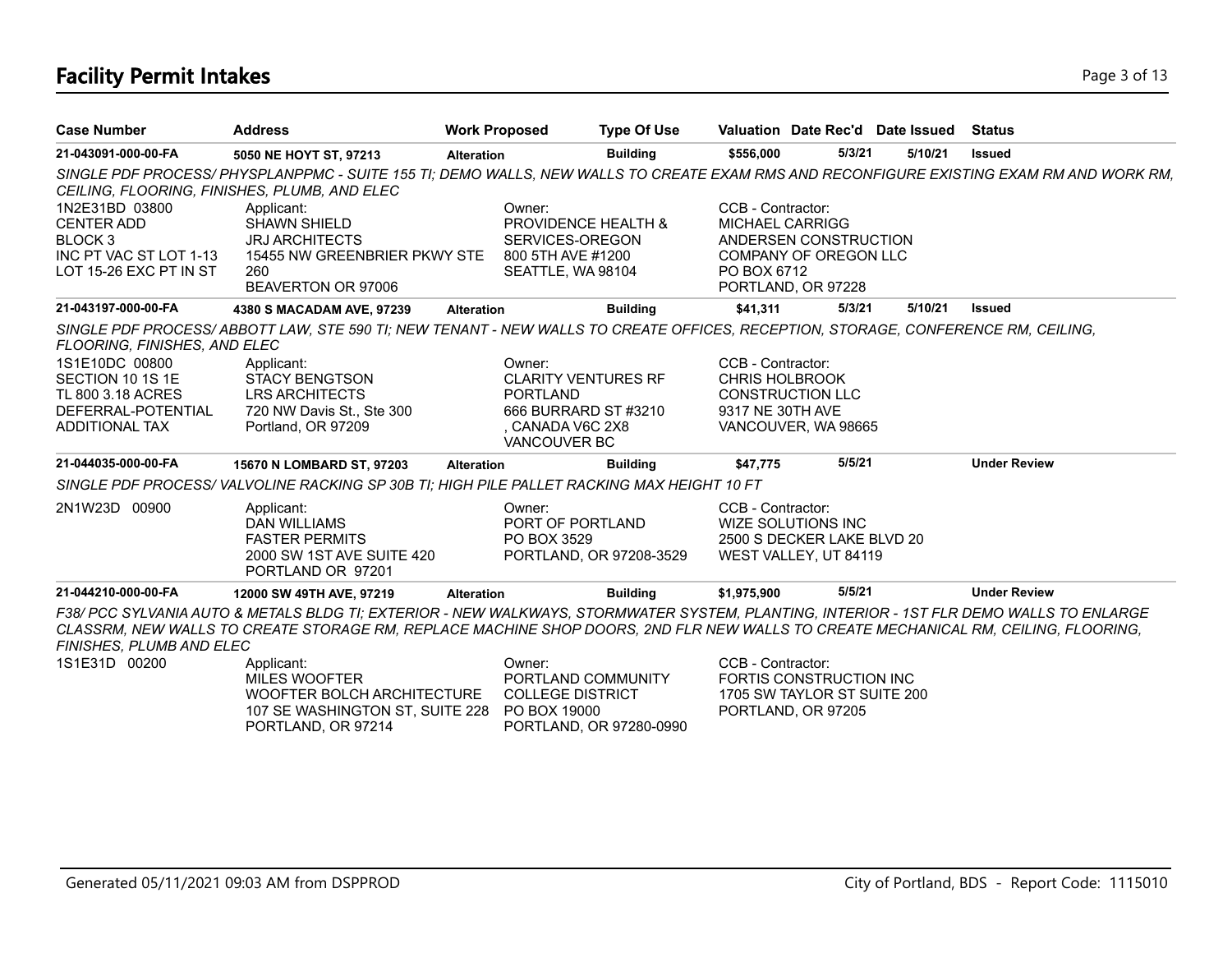# Facility Permit Intakes

| Case Number | Address | Work Proposed | Type Of Use | Valuation | Date Rec'd | Date Issued | Status |
|---|---|---|---|---|---|---|---|
| 21-043091-000-00-FA | 5050 NE HOYT ST, 97213 | Alteration | Building | $556,000 | 5/3/21 | 5/10/21 | Issued |

*SINGLE PDF PROCESS/ PHYSPLANPPMC - SUITE 155 TI; DEMO WALLS, NEW WALLS TO CREATE EXAM RMS AND RECONFIGURE EXISTING EXAM RM AND WORK RM, CEILING, FLOORING, FINISHES, PLUMB, AND ELEC*

1N2E31BD 03800
CENTER ADD
BLOCK 3
INC PT VAC ST LOT 1-13
LOT 15-26 EXC PT IN ST

Applicant:
SHAWN SHIELD
JRJ ARCHITECTS
15455 NW GREENBRIER PKWY STE 260
BEAVERTON OR 97006

Owner:
PROVIDENCE HEALTH & SERVICES-OREGON
800 5TH AVE #1200
SEATTLE, WA 98104

CCB - Contractor:
MICHAEL CARRIGG
ANDERSEN CONSTRUCTION COMPANY OF OREGON LLC
PO BOX 6712
PORTLAND, OR 97228

| Case Number | Address | Work Proposed | Type Of Use | Valuation | Date Rec'd | Date Issued | Status |
|---|---|---|---|---|---|---|---|
| 21-043197-000-00-FA | 4380 S MACADAM AVE, 97239 | Alteration | Building | $41,311 | 5/3/21 | 5/10/21 | Issued |

*SINGLE PDF PROCESS/ ABBOTT LAW, STE 590 TI; NEW TENANT - NEW WALLS TO CREATE OFFICES, RECEPTION, STORAGE, CONFERENCE RM, CEILING, FLOORING, FINISHES, AND ELEC*

1S1E10DC 00800
SECTION 10 1S 1E
TL 800 3.18 ACRES
DEFERRAL-POTENTIAL ADDITIONAL TAX

Applicant:
STACY BENGTSON
LRS ARCHITECTS
720 NW Davis St., Ste 300
Portland, OR 97209

Owner:
CLARITY VENTURES RF PORTLAND
666 BURRARD ST #3210
, CANADA V6C 2X8
VANCOUVER BC

CCB - Contractor:
CHRIS HOLBROOK
CONSTRUCTION LLC
9317 NE 30TH AVE
VANCOUVER, WA 98665

| Case Number | Address | Work Proposed | Type Of Use | Valuation | Date Rec'd | Date Issued | Status |
|---|---|---|---|---|---|---|---|
| 21-044035-000-00-FA | 15670 N LOMBARD ST, 97203 | Alteration | Building | $47,775 | 5/5/21 | | Under Review |

*SINGLE PDF PROCESS/ VALVOLINE RACKING SP 30B TI; HIGH PILE PALLET RACKING MAX HEIGHT 10 FT*

2N1W23D 00900

Applicant:
DAN WILLIAMS
FASTER PERMITS
2000 SW 1ST AVE SUITE 420
PORTLAND OR 97201

Owner:
PORT OF PORTLAND
PO BOX 3529
PORTLAND, OR 97208-3529

CCB - Contractor:
WIZE SOLUTIONS INC
2500 S DECKER LAKE BLVD 20
WEST VALLEY, UT 84119

| Case Number | Address | Work Proposed | Type Of Use | Valuation | Date Rec'd | Date Issued | Status |
|---|---|---|---|---|---|---|---|
| 21-044210-000-00-FA | 12000 SW 49TH AVE, 97219 | Alteration | Building | $1,975,900 | 5/5/21 | | Under Review |

*F38/ PCC SYLVANIA AUTO & METALS BLDG TI; EXTERIOR - NEW WALKWAYS, STORMWATER SYSTEM, PLANTING, INTERIOR - 1ST FLR DEMO WALLS TO ENLARGE CLASSRM, NEW WALLS TO CREATE STORAGE RM, REPLACE MACHINE SHOP DOORS, 2ND FLR NEW WALLS TO CREATE MECHANICAL RM, CEILING, FLOORING, FINISHES, PLUMB AND ELEC*

1S1E31D 00200

Applicant:
MILES WOOFTER
WOOFTER BOLCH ARCHITECTURE
107 SE WASHINGTON ST, SUITE 228
PORTLAND, OR 97214

Owner:
PORTLAND COMMUNITY COLLEGE DISTRICT
PO BOX 19000
PORTLAND, OR 97280-0990

CCB - Contractor:
FORTIS CONSTRUCTION INC
1705 SW TAYLOR ST SUITE 200
PORTLAND, OR 97205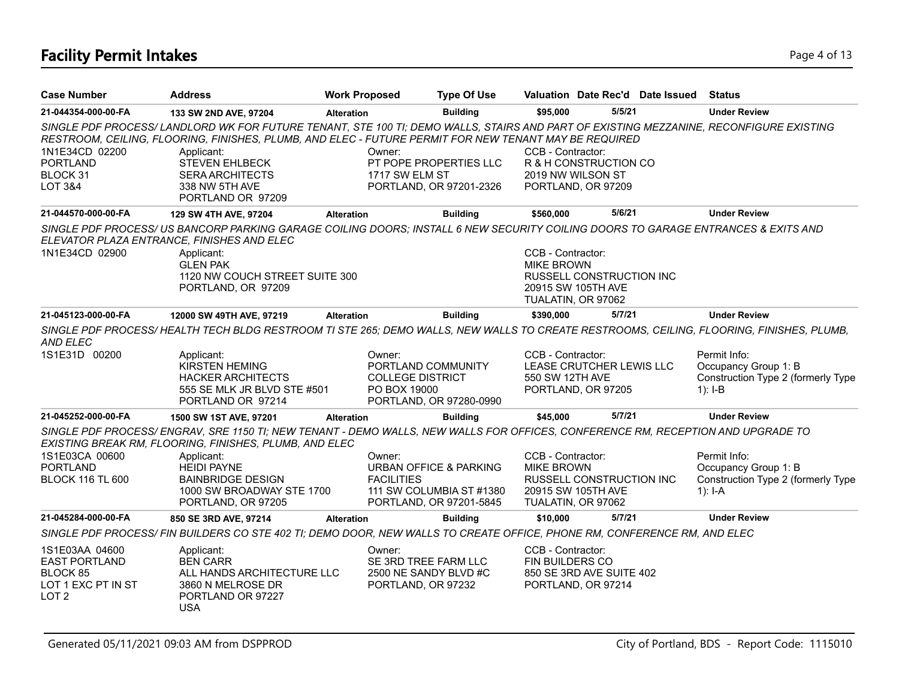## Facility Permit Intakes

| Case Number | Address | Work Proposed | Type Of Use | Valuation | Date Rec'd | Date Issued | Status |
|---|---|---|---|---|---|---|---|
| 21-044354-000-00-FA | 133 SW 2ND AVE, 97204 | Alteration | Building | $95,000 | 5/5/21 | | Under Review |

*SINGLE PDF PROCESS/ LANDLORD WK FOR FUTURE TENANT, STE 100 TI; DEMO WALLS, STAIRS AND PART OF EXISTING MEZZANINE, RECONFIGURE EXISTING RESTROOM, CEILING, FLOORING, FINISHES, PLUMB, AND ELEC - FUTURE PERMIT FOR NEW TENANT MAY BE REQUIRED*

1N1E34CD 02200
PORTLAND
BLOCK 31
LOT 3&4

Applicant:
STEVEN EHLBECK
SERA ARCHITECTS
338 NW 5TH AVE
PORTLAND OR 97209

Owner:
PT POPE PROPERTIES LLC
1717 SW ELM ST
PORTLAND, OR 97201-2326

CCB - Contractor:
R & H CONSTRUCTION CO
2019 NW WILSON ST
PORTLAND, OR 97209

| Case Number | Address | Work Proposed | Type Of Use | Valuation | Date Rec'd | Date Issued | Status |
|---|---|---|---|---|---|---|---|
| 21-044570-000-00-FA | 129 SW 4TH AVE, 97204 | Alteration | Building | $560,000 | 5/6/21 | | Under Review |

*SINGLE PDF PROCESS/ US BANCORP PARKING GARAGE COILING DOORS; INSTALL 6 NEW SECURITY COILING DOORS TO GARAGE ENTRANCES & EXITS AND ELEVATOR PLAZA ENTRANCE, FINISHES AND ELEC*

1N1E34CD 02900

Applicant:
GLEN PAK
1120 NW COUCH STREET SUITE 300
PORTLAND, OR 97209

CCB - Contractor:
MIKE BROWN
RUSSELL CONSTRUCTION INC
20915 SW 105TH AVE
TUALATIN, OR 97062

| Case Number | Address | Work Proposed | Type Of Use | Valuation | Date Rec'd | Date Issued | Status |
|---|---|---|---|---|---|---|---|
| 21-045123-000-00-FA | 12000 SW 49TH AVE, 97219 | Alteration | Building | $390,000 | 5/7/21 | | Under Review |

*SINGLE PDF PROCESS/ HEALTH TECH BLDG RESTROOM TI STE 265; DEMO WALLS, NEW WALLS TO CREATE RESTROOMS, CEILING, FLOORING, FINISHES, PLUMB, AND ELEC*

1S1E31D 00200

Applicant:
KIRSTEN HEMING
HACKER ARCHITECTS
555 SE MLK JR BLVD STE #501
PORTLAND OR 97214

Owner:
PORTLAND COMMUNITY COLLEGE DISTRICT
PO BOX 19000
PORTLAND, OR 97280-0990

CCB - Contractor:
LEASE CRUTCHER LEWIS LLC
550 SW 12TH AVE
PORTLAND, OR 97205

Permit Info:
Occupancy Group 1: B
Construction Type 2 (formerly Type 1): I-B

| Case Number | Address | Work Proposed | Type Of Use | Valuation | Date Rec'd | Date Issued | Status |
|---|---|---|---|---|---|---|---|
| 21-045252-000-00-FA | 1500 SW 1ST AVE, 97201 | Alteration | Building | $45,000 | 5/7/21 | | Under Review |

*SINGLE PDF PROCESS/ ENGRAV, SRE 1150 TI; NEW TENANT - DEMO WALLS, NEW WALLS FOR OFFICES, CONFERENCE RM, RECEPTION AND UPGRADE TO EXISTING BREAK RM, FLOORING, FINISHES, PLUMB, AND ELEC*

1S1E03CA 00600
PORTLAND
BLOCK 116 TL 600

Applicant:
HEIDI PAYNE
BAINBRIDGE DESIGN
1000 SW BROADWAY STE 1700
PORTLAND, OR 97205

Owner:
URBAN OFFICE & PARKING FACILITIES
111 SW COLUMBIA ST #1380
PORTLAND, OR 97201-5845

CCB - Contractor:
MIKE BROWN
RUSSELL CONSTRUCTION INC
20915 SW 105TH AVE
TUALATIN, OR 97062

Permit Info:
Occupancy Group 1: B
Construction Type 2 (formerly Type 1): I-A

| Case Number | Address | Work Proposed | Type Of Use | Valuation | Date Rec'd | Date Issued | Status |
|---|---|---|---|---|---|---|---|
| 21-045284-000-00-FA | 850 SE 3RD AVE, 97214 | Alteration | Building | $10,000 | 5/7/21 | | Under Review |

*SINGLE PDF PROCESS/ FIN BUILDERS CO STE 402 TI; DEMO DOOR, NEW WALLS TO CREATE OFFICE, PHONE RM, CONFERENCE RM, AND ELEC*

1S1E03AA 04600
EAST PORTLAND
BLOCK 85
LOT 1 EXC PT IN ST
LOT 2

Applicant:
BEN CARR
ALL HANDS ARCHITECTURE LLC
3860 N MELROSE DR
PORTLAND OR 97227
USA

Owner:
SE 3RD TREE FARM LLC
2500 NE SANDY BLVD #C
PORTLAND, OR 97232

CCB - Contractor:
FIN BUILDERS CO
850 SE 3RD AVE SUITE 402
PORTLAND, OR 97214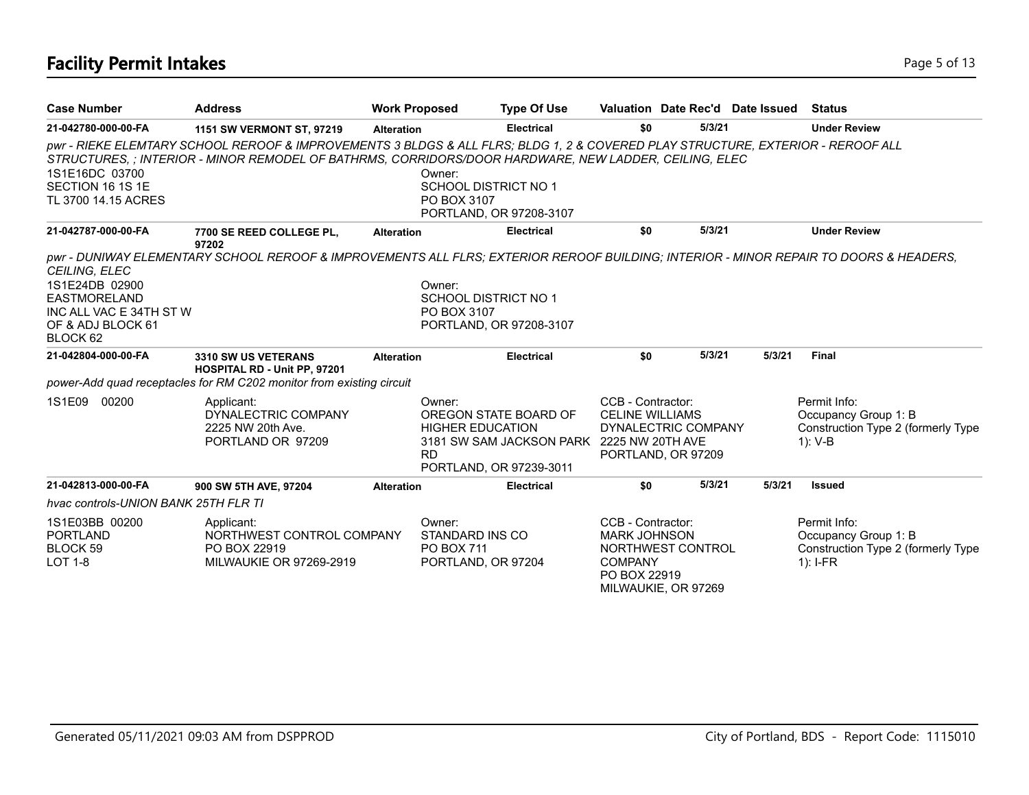# Facility Permit Intakes

| Case Number | Address | Work Proposed | Type Of Use | Valuation | Date Rec'd | Date Issued | Status |
|---|---|---|---|---|---|---|---|
| **21-042780-000-00-FA** | **1151 SW VERMONT ST, 97219** | **Alteration** | **Electrical** | **$0** | **5/3/21** | | **Under Review** |

*pwr - RIEKE ELEMTARY SCHOOL REROOF & IMPROVEMENTS 3 BLDGS & ALL FLRS; BLDG 1, 2 & COVERED PLAY STRUCTURE, EXTERIOR - REROOF ALL STRUCTURES, ; INTERIOR - MINOR REMODEL OF BATHRMS, CORRIDORS/DOOR HARDWARE, NEW LADDER, CEILING, ELEC*

1S1E16DC 03700
SECTION 16 1S 1E
TL 3700 14.15 ACRES

Owner:
SCHOOL DISTRICT NO 1
PO BOX 3107
PORTLAND, OR 97208-3107

| Case Number | Address | Work Proposed | Type Of Use | Valuation | Date Rec'd | Date Issued | Status |
|---|---|---|---|---|---|---|---|
| **21-042787-000-00-FA** | **7700 SE REED COLLEGE PL, 97202** | **Alteration** | **Electrical** | **$0** | **5/3/21** | | **Under Review** |

*pwr - DUNIWAY ELEMENTARY SCHOOL REROOF & IMPROVEMENTS ALL FLRS; EXTERIOR REROOF BUILDING; INTERIOR - MINOR REPAIR TO DOORS & HEADERS, CEILING, ELEC*

1S1E24DB 02900
EASTMORELAND
INC ALL VAC E 34TH ST W OF & ADJ BLOCK 61
BLOCK 62

Owner:
SCHOOL DISTRICT NO 1
PO BOX 3107
PORTLAND, OR 97208-3107

| Case Number | Address | Work Proposed | Type Of Use | Valuation | Date Rec'd | Date Issued | Status |
|---|---|---|---|---|---|---|---|
| **21-042804-000-00-FA** | **3310 SW US VETERANS HOSPITAL RD - Unit PP, 97201** | **Alteration** | **Electrical** | **$0** | **5/3/21** | **5/3/21** | **Final** |

*power-Add quad receptacles for RM C202 monitor from existing circuit*

1S1E09 00200

Applicant:
DYNALECTRIC COMPANY
2225 NW 20th Ave.
PORTLAND OR 97209

Owner:
OREGON STATE BOARD OF HIGHER EDUCATION
3181 SW SAM JACKSON PARK RD
PORTLAND, OR 97239-3011

CCB - Contractor:
CELINE WILLIAMS
DYNALECTRIC COMPANY
2225 NW 20TH AVE
PORTLAND, OR 97209

Permit Info:
Occupancy Group 1: B
Construction Type 2 (formerly Type 1): V-B

| Case Number | Address | Work Proposed | Type Of Use | Valuation | Date Rec'd | Date Issued | Status |
|---|---|---|---|---|---|---|---|
| **21-042813-000-00-FA** | **900 SW 5TH AVE, 97204** | **Alteration** | **Electrical** | **$0** | **5/3/21** | **5/3/21** | **Issued** |

*hvac controls-UNION BANK 25TH FLR TI*

1S1E03BB 00200
PORTLAND
BLOCK 59
LOT 1-8

Applicant:
NORTHWEST CONTROL COMPANY
PO BOX 22919
MILWAUKIE OR 97269-2919

Owner:
STANDARD INS CO
PO BOX 711
PORTLAND, OR 97204

CCB - Contractor:
MARK JOHNSON
NORTHWEST CONTROL COMPANY
PO BOX 22919
MILWAUKIE, OR 97269

Permit Info:
Occupancy Group 1: B
Construction Type 2 (formerly Type 1): I-FR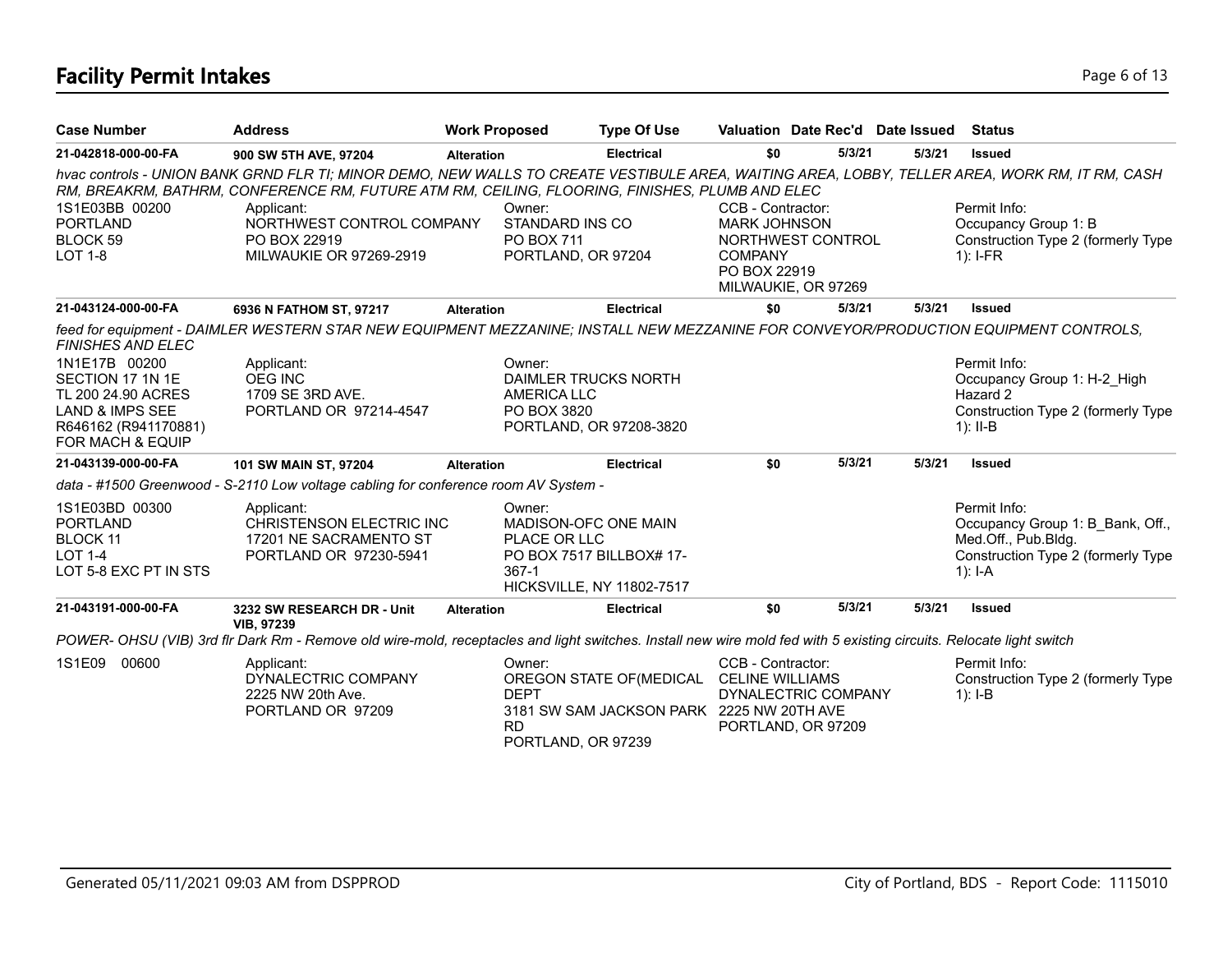# Facility Permit Intakes

| Case Number | Address | Work Proposed | Type Of Use | Valuation | Date Rec'd | Date Issued | Status |
|---|---|---|---|---|---|---|---|
| 21-042818-000-00-FA | 900 SW 5TH AVE, 97204 | Alteration | Electrical | $0 | 5/3/21 | 5/3/21 | Issued |

*hvac controls - UNION BANK GRND FLR TI; MINOR DEMO, NEW WALLS TO CREATE VESTIBULE AREA, WAITING AREA, LOBBY, TELLER AREA, WORK RM, IT RM, CASH RM, BREAKRM, BATHRM, CONFERENCE RM, FUTURE ATM RM, CEILING, FLOORING, FINISHES, PLUMB AND ELEC*

1S1E03BB 00200
PORTLAND
BLOCK 59
LOT 1-8

Applicant:
NORTHWEST CONTROL COMPANY
PO BOX 22919
MILWAUKIE OR 97269-2919

Owner:
STANDARD INS CO
PO BOX 711
PORTLAND, OR 97204

CCB - Contractor:
MARK JOHNSON
NORTHWEST CONTROL COMPANY
PO BOX 22919
MILWAUKIE, OR 97269

Permit Info:
Occupancy Group 1: B
Construction Type 2 (formerly Type 1): I-FR

| Case Number | Address | Work Proposed | Type Of Use | Valuation | Date Rec'd | Date Issued | Status |
|---|---|---|---|---|---|---|---|
| 21-043124-000-00-FA | 6936 N FATHOM ST, 97217 | Alteration | Electrical | $0 | 5/3/21 | 5/3/21 | Issued |

*feed for equipment - DAIMLER WESTERN STAR NEW EQUIPMENT MEZZANINE; INSTALL NEW MEZZANINE FOR CONVEYOR/PRODUCTION EQUIPMENT CONTROLS, FINISHES AND ELEC*

1N1E17B 00200
SECTION 17 1N 1E
TL 200 24.90 ACRES
LAND & IMPS SEE
R646162 (R941170881)
FOR MACH & EQUIP

Applicant:
OEG INC
1709 SE 3RD AVE.
PORTLAND OR 97214-4547

Owner:
DAIMLER TRUCKS NORTH AMERICA LLC
PO BOX 3820
PORTLAND, OR 97208-3820

Permit Info:
Occupancy Group 1: H-2_High Hazard 2
Construction Type 2 (formerly Type 1): II-B

| Case Number | Address | Work Proposed | Type Of Use | Valuation | Date Rec'd | Date Issued | Status |
|---|---|---|---|---|---|---|---|
| 21-043139-000-00-FA | 101 SW MAIN ST, 97204 | Alteration | Electrical | $0 | 5/3/21 | 5/3/21 | Issued |

*data - #1500 Greenwood - S-2110 Low voltage cabling for conference room AV System -*

1S1E03BD 00300
PORTLAND
BLOCK 11
LOT 1-4
LOT 5-8 EXC PT IN STS

Applicant:
CHRISTENSON ELECTRIC INC
17201 NE SACRAMENTO ST
PORTLAND OR 97230-5941

Owner:
MADISON-OFC ONE MAIN PLACE OR LLC
PO BOX 7517 BILLBOX# 17-367-1
HICKSVILLE, NY 11802-7517

Permit Info:
Occupancy Group 1: B_Bank, Off., Med.Off., Pub.Bldg.
Construction Type 2 (formerly Type 1): I-A

| Case Number | Address | Work Proposed | Type Of Use | Valuation | Date Rec'd | Date Issued | Status |
|---|---|---|---|---|---|---|---|
| 21-043191-000-00-FA | 3232 SW RESEARCH DR - Unit VIB, 97239 | Alteration | Electrical | $0 | 5/3/21 | 5/3/21 | Issued |

*POWER- OHSU (VIB) 3rd flr Dark Rm - Remove old wire-mold, receptacles and light switches. Install new wire mold fed with 5 existing circuits. Relocate light switch*

1S1E09 00600

Applicant:
DYNALECTRIC COMPANY
2225 NW 20th Ave.
PORTLAND OR 97209

Owner:
OREGON STATE OF(MEDICAL DEPT
3181 SW SAM JACKSON PARK RD
PORTLAND, OR 97239

CCB - Contractor:
CELINE WILLIAMS
DYNALECTRIC COMPANY
2225 NW 20TH AVE
PORTLAND, OR 97209

Permit Info:
Construction Type 2 (formerly Type 1): I-B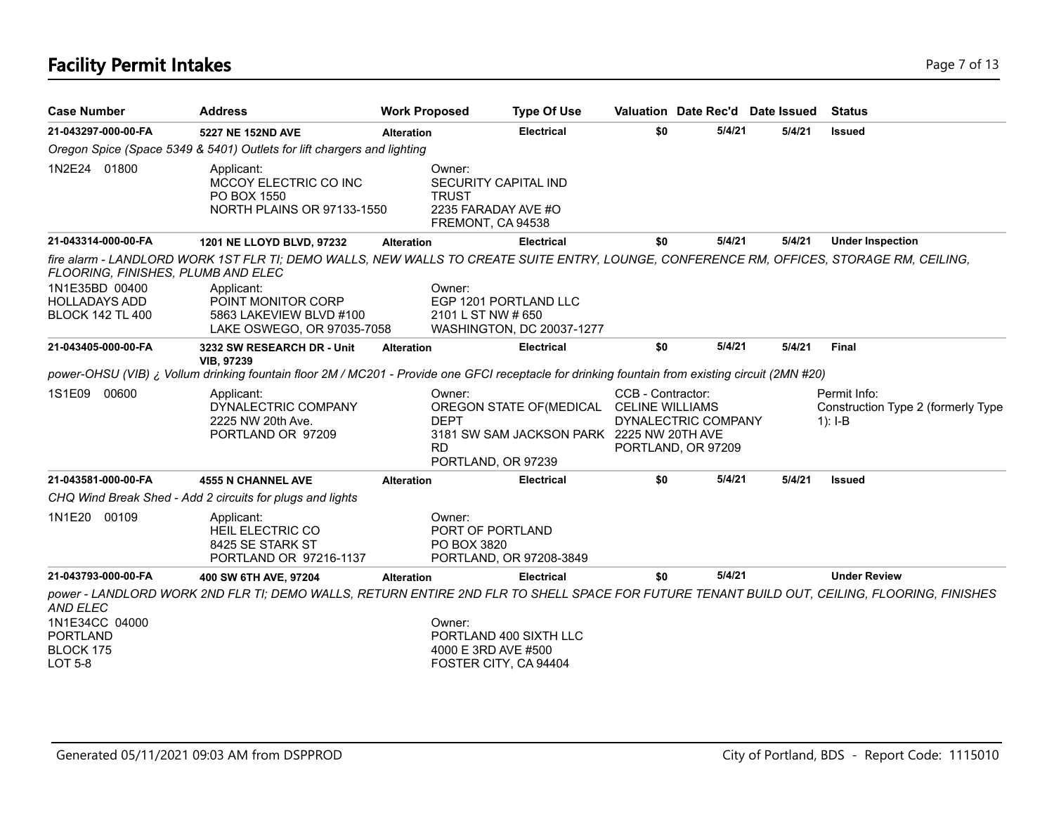# Facility Permit Intakes

| Case Number | Address | Work Proposed | Type Of Use | Valuation | Date Rec'd | Date Issued | Status |
|---|---|---|---|---|---|---|---|
| **21-043297-000-00-FA** | **5227 NE 152ND AVE** | **Alteration** | **Electrical** | **$0** | **5/4/21** | **5/4/21** | **Issued** |

*Oregon Spice (Space 5349 & 5401) Outlets for lift chargers and lighting*

1N2E24 01800

Applicant:
MCCOY ELECTRIC CO INC
PO BOX 1550
NORTH PLAINS OR 97133-1550

Owner:
SECURITY CAPITAL IND TRUST
2235 FARADAY AVE #O
FREMONT, CA 94538

| Case Number | Address | Work Proposed | Type Of Use | Valuation | Date Rec'd | Date Issued | Status |
|---|---|---|---|---|---|---|---|
| **21-043314-000-00-FA** | **1201 NE LLOYD BLVD, 97232** | **Alteration** | **Electrical** | **$0** | **5/4/21** | **5/4/21** | **Under Inspection** |

*fire alarm - LANDLORD WORK 1ST FLR TI; DEMO WALLS, NEW WALLS TO CREATE SUITE ENTRY, LOUNGE, CONFERENCE RM, OFFICES, STORAGE RM, CEILING, FLOORING, FINISHES, PLUMB AND ELEC*

1N1E35BD 00400
HOLLADAYS ADD
BLOCK 142 TL 400

Applicant:
POINT MONITOR CORP
5863 LAKEVIEW BLVD #100
LAKE OSWEGO, OR 97035-7058

Owner:
EGP 1201 PORTLAND LLC
2101 L ST NW # 650
WASHINGTON, DC 20037-1277

| Case Number | Address | Work Proposed | Type Of Use | Valuation | Date Rec'd | Date Issued | Status |
|---|---|---|---|---|---|---|---|
| **21-043405-000-00-FA** | **3232 SW RESEARCH DR - Unit VIB, 97239** | **Alteration** | **Electrical** | **$0** | **5/4/21** | **5/4/21** | **Final** |

*power-OHSU (VIB) ¿ Vollum drinking fountain floor 2M / MC201 - Provide one GFCI receptacle for drinking fountain from existing circuit (2MN #20)*

1S1E09 00600

Applicant:
DYNALECTRIC COMPANY
2225 NW 20th Ave.
PORTLAND OR 97209

Owner:
OREGON STATE OF(MEDICAL DEPT
3181 SW SAM JACKSON PARK RD
PORTLAND, OR 97239

CCB - Contractor:
CELINE WILLIAMS
DYNALECTRIC COMPANY
2225 NW 20TH AVE
PORTLAND, OR 97209

Permit Info:
Construction Type 2 (formerly Type 1): I-B

| Case Number | Address | Work Proposed | Type Of Use | Valuation | Date Rec'd | Date Issued | Status |
|---|---|---|---|---|---|---|---|
| **21-043581-000-00-FA** | **4555 N CHANNEL AVE** | **Alteration** | **Electrical** | **$0** | **5/4/21** | **5/4/21** | **Issued** |

*CHQ Wind Break Shed - Add 2 circuits for plugs and lights*

1N1E20 00109

Applicant:
HEIL ELECTRIC CO
8425 SE STARK ST
PORTLAND OR 97216-1137

Owner:
PORT OF PORTLAND
PO BOX 3820
PORTLAND, OR 97208-3849

| Case Number | Address | Work Proposed | Type Of Use | Valuation | Date Rec'd | Date Issued | Status |
|---|---|---|---|---|---|---|---|
| **21-043793-000-00-FA** | **400 SW 6TH AVE, 97204** | **Alteration** | **Electrical** | **$0** | **5/4/21** | | **Under Review** |

*power - LANDLORD WORK 2ND FLR TI; DEMO WALLS, RETURN ENTIRE 2ND FLR TO SHELL SPACE FOR FUTURE TENANT BUILD OUT, CEILING, FLOORING, FINISHES AND ELEC*

1N1E34CC 04000
PORTLAND
BLOCK 175
LOT 5-8

Owner:
PORTLAND 400 SIXTH LLC
4000 E 3RD AVE #500
FOSTER CITY, CA 94404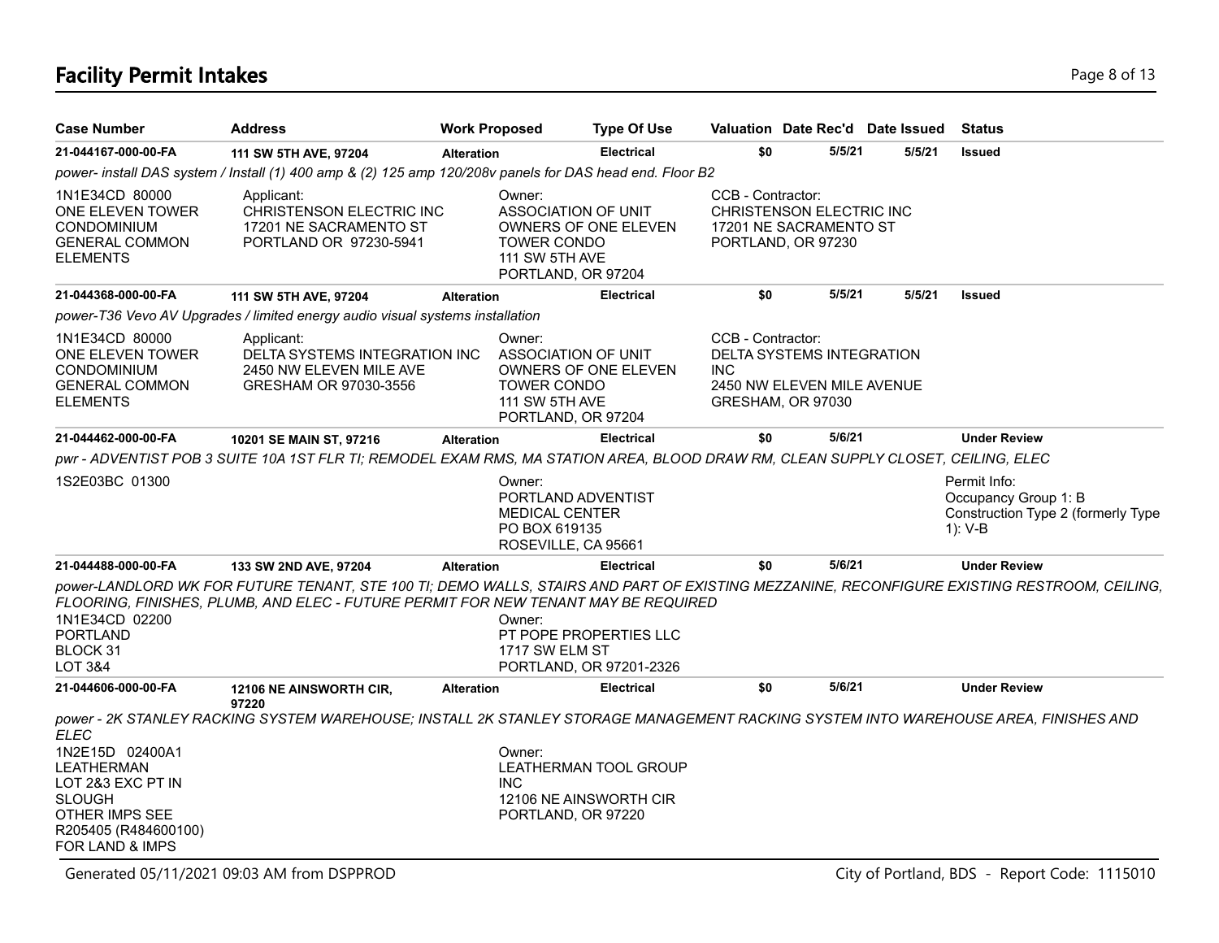# Facility Permit Intakes

| Case Number | Address | Work Proposed | Type Of Use | Valuation | Date Rec'd | Date Issued | Status |
|---|---|---|---|---|---|---|---|
| 21-044167-000-00-FA | 111 SW 5TH AVE, 97204 | Alteration | Electrical | $0 | 5/5/21 | 5/5/21 | Issued |

*power- install DAS system / Install (1) 400 amp & (2) 125 amp 120/208v panels for DAS head end. Floor B2*

1N1E34CD 80000
ONE ELEVEN TOWER CONDOMINIUM
GENERAL COMMON ELEMENTS

Applicant:
CHRISTENSON ELECTRIC INC
17201 NE SACRAMENTO ST
PORTLAND OR 97230-5941

Owner:
ASSOCIATION OF UNIT OWNERS OF ONE ELEVEN TOWER CONDO
111 SW 5TH AVE
PORTLAND, OR 97204

CCB - Contractor:
CHRISTENSON ELECTRIC INC
17201 NE SACRAMENTO ST
PORTLAND, OR 97230

| Case Number | Address | Work Proposed | Type Of Use | Valuation | Date Rec'd | Date Issued | Status |
|---|---|---|---|---|---|---|---|
| 21-044368-000-00-FA | 111 SW 5TH AVE, 97204 | Alteration | Electrical | $0 | 5/5/21 | 5/5/21 | Issued |

*power-T36 Vevo AV Upgrades / limited energy audio visual systems installation*

1N1E34CD 80000
ONE ELEVEN TOWER CONDOMINIUM
GENERAL COMMON ELEMENTS

Applicant:
DELTA SYSTEMS INTEGRATION INC
2450 NW ELEVEN MILE AVE
GRESHAM OR 97030-3556

Owner:
ASSOCIATION OF UNIT OWNERS OF ONE ELEVEN TOWER CONDO
111 SW 5TH AVE
PORTLAND, OR 97204

CCB - Contractor:
DELTA SYSTEMS INTEGRATION INC
2450 NW ELEVEN MILE AVENUE
GRESHAM, OR 97030

| Case Number | Address | Work Proposed | Type Of Use | Valuation | Date Rec'd | Date Issued | Status |
|---|---|---|---|---|---|---|---|
| 21-044462-000-00-FA | 10201 SE MAIN ST, 97216 | Alteration | Electrical | $0 | 5/6/21 | | Under Review |

*pwr - ADVENTIST POB 3 SUITE 10A 1ST FLR TI; REMODEL EXAM RMS, MA STATION AREA, BLOOD DRAW RM, CLEAN SUPPLY CLOSET, CEILING, ELEC*

1S2E03BC 01300

Owner:
PORTLAND ADVENTIST MEDICAL CENTER
PO BOX 619135
ROSEVILLE, CA 95661

Permit Info:
Occupancy Group 1: B
Construction Type 2 (formerly Type 1): V-B

| Case Number | Address | Work Proposed | Type Of Use | Valuation | Date Rec'd | Date Issued | Status |
|---|---|---|---|---|---|---|---|
| 21-044488-000-00-FA | 133 SW 2ND AVE, 97204 | Alteration | Electrical | $0 | 5/6/21 | | Under Review |

*power-LANDLORD WK FOR FUTURE TENANT, STE 100 TI; DEMO WALLS, STAIRS AND PART OF EXISTING MEZZANINE, RECONFIGURE EXISTING RESTROOM, CEILING, FLOORING, FINISHES, PLUMB, AND ELEC - FUTURE PERMIT FOR NEW TENANT MAY BE REQUIRED*

1N1E34CD 02200
PORTLAND
BLOCK 31
LOT 3&4

Owner:
PT POPE PROPERTIES LLC
1717 SW ELM ST
PORTLAND, OR 97201-2326

| Case Number | Address | Work Proposed | Type Of Use | Valuation | Date Rec'd | Date Issued | Status |
|---|---|---|---|---|---|---|---|
| 21-044606-000-00-FA | 12106 NE AINSWORTH CIR, 97220 | Alteration | Electrical | $0 | 5/6/21 | | Under Review |

*power - 2K STANLEY RACKING SYSTEM WAREHOUSE; INSTALL 2K STANLEY STORAGE MANAGEMENT RACKING SYSTEM INTO WAREHOUSE AREA, FINISHES AND ELEC*

1N2E15D 02400A1
LEATHERMAN
LOT 2&3 EXC PT IN SLOUGH
OTHER IMPS SEE R205405 (R484600100) FOR LAND & IMPS

Owner:
LEATHERMAN TOOL GROUP INC
12106 NE AINSWORTH CIR
PORTLAND, OR 97220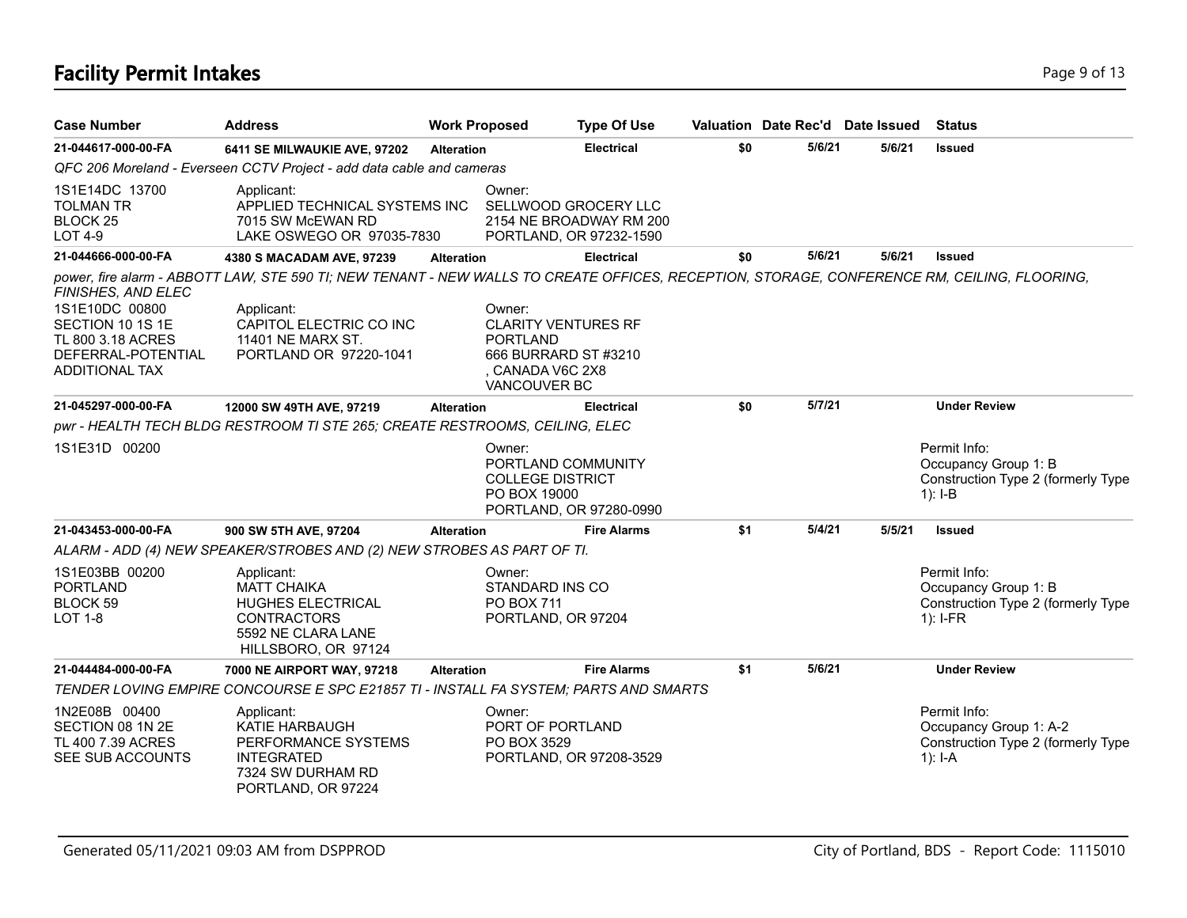# Facility Permit Intakes

| Case Number | Address | Work Proposed | Type Of Use | Valuation | Date Rec'd | Date Issued | Status |
|---|---|---|---|---|---|---|---|
| 21-044617-000-00-FA | 6411 SE MILWAUKIE AVE, 97202 | Alteration | Electrical | $0 | 5/6/21 | 5/6/21 | Issued |

*QFC 206 Moreland - Everseen CCTV Project - add data cable and cameras*

1S1E14DC 13700
TOLMAN TR
BLOCK 25
LOT 4-9

Applicant:
APPLIED TECHNICAL SYSTEMS INC
7015 SW McEWAN RD
LAKE OSWEGO OR 97035-7830

Owner:
SELLWOOD GROCERY LLC
2154 NE BROADWAY RM 200
PORTLAND, OR 97232-1590

| Case Number | Address | Work Proposed | Type Of Use | Valuation | Date Rec'd | Date Issued | Status |
|---|---|---|---|---|---|---|---|
| 21-044666-000-00-FA | 4380 S MACADAM AVE, 97239 | Alteration | Electrical | $0 | 5/6/21 | 5/6/21 | Issued |

*power, fire alarm - ABBOTT LAW, STE 590 TI; NEW TENANT - NEW WALLS TO CREATE OFFICES, RECEPTION, STORAGE, CONFERENCE RM, CEILING, FLOORING, FINISHES, AND ELEC*

1S1E10DC 00800
SECTION 10 1S 1E
TL 800 3.18 ACRES
DEFERRAL-POTENTIAL ADDITIONAL TAX

Applicant:
CAPITOL ELECTRIC CO INC
11401 NE MARX ST.
PORTLAND OR 97220-1041

Owner:
CLARITY VENTURES RF PORTLAND
666 BURRARD ST #3210
, CANADA V6C 2X8
VANCOUVER BC

| Case Number | Address | Work Proposed | Type Of Use | Valuation | Date Rec'd | Date Issued | Status |
|---|---|---|---|---|---|---|---|
| 21-045297-000-00-FA | 12000 SW 49TH AVE, 97219 | Alteration | Electrical | $0 | 5/7/21 | | Under Review |

*pwr - HEALTH TECH BLDG RESTROOM TI STE 265; CREATE RESTROOMS, CEILING, ELEC*

1S1E31D 00200

Owner:
PORTLAND COMMUNITY COLLEGE DISTRICT
PO BOX 19000
PORTLAND, OR 97280-0990

Permit Info:
Occupancy Group 1: B
Construction Type 2 (formerly Type 1): I-B

| Case Number | Address | Work Proposed | Type Of Use | Valuation | Date Rec'd | Date Issued | Status |
|---|---|---|---|---|---|---|---|
| 21-043453-000-00-FA | 900 SW 5TH AVE, 97204 | Alteration | Fire Alarms | $1 | 5/4/21 | 5/5/21 | Issued |

*ALARM - ADD (4) NEW SPEAKER/STROBES AND (2) NEW STROBES AS PART OF TI.*

1S1E03BB 00200
PORTLAND
BLOCK 59
LOT 1-8

Applicant:
MATT CHAIKA
HUGHES ELECTRICAL CONTRACTORS
5592 NE CLARA LANE
HILLSBORO, OR 97124

Owner:
STANDARD INS CO
PO BOX 711
PORTLAND, OR 97204

Permit Info:
Occupancy Group 1: B
Construction Type 2 (formerly Type 1): I-FR

| Case Number | Address | Work Proposed | Type Of Use | Valuation | Date Rec'd | Date Issued | Status |
|---|---|---|---|---|---|---|---|
| 21-044484-000-00-FA | 7000 NE AIRPORT WAY, 97218 | Alteration | Fire Alarms | $1 | 5/6/21 | | Under Review |

*TENDER LOVING EMPIRE CONCOURSE E SPC E21857 TI - INSTALL FA SYSTEM; PARTS AND SMARTS*

1N2E08B 00400
SECTION 08 1N 2E
TL 400 7.39 ACRES
SEE SUB ACCOUNTS

Applicant:
KATIE HARBAUGH
PERFORMANCE SYSTEMS INTEGRATED
7324 SW DURHAM RD
PORTLAND, OR 97224

Owner:
PORT OF PORTLAND
PO BOX 3529
PORTLAND, OR 97208-3529

Permit Info:
Occupancy Group 1: A-2
Construction Type 2 (formerly Type 1): I-A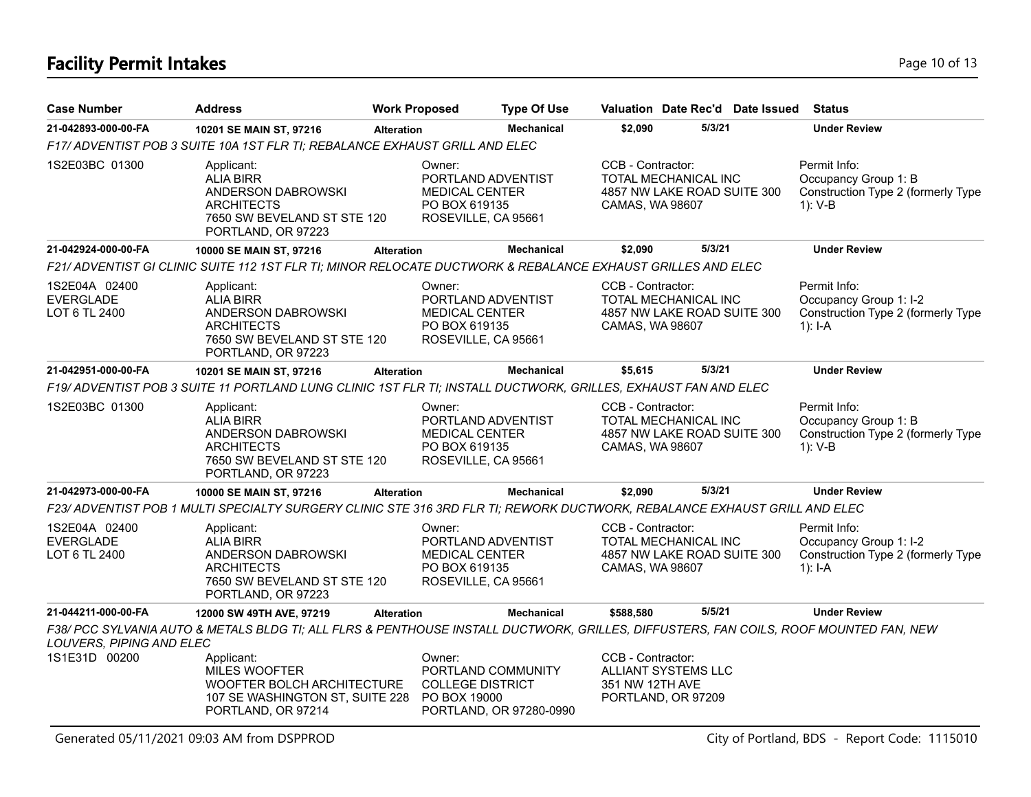# Facility Permit Intakes

| Case Number | Address | Work Proposed | Type Of Use | Valuation | Date Rec'd | Date Issued | Status |
|---|---|---|---|---|---|---|---|
| **21-042893-000-00-FA** | **10201 SE MAIN ST, 97216** | **Alteration** | **Mechanical** | **$2,090** | **5/3/21** | | **Under Review** |

*F17/ ADVENTIST POB 3 SUITE 10A 1ST FLR TI; REBALANCE EXHAUST GRILL AND ELEC*

1S2E03BC 01300

Applicant:
ALIA BIRR
ANDERSON DABROWSKI ARCHITECTS
7650 SW BEVELAND ST STE 120
PORTLAND, OR 97223

Owner:
PORTLAND ADVENTIST MEDICAL CENTER
PO BOX 619135
ROSEVILLE, CA 95661

CCB - Contractor:
TOTAL MECHANICAL INC
4857 NW LAKE ROAD SUITE 300
CAMAS, WA 98607

Permit Info:
Occupancy Group 1: B
Construction Type 2 (formerly Type 1): V-B

| Case Number | Address | Work Proposed | Type Of Use | Valuation | Date Rec'd | Date Issued | Status |
|---|---|---|---|---|---|---|---|
| **21-042924-000-00-FA** | **10000 SE MAIN ST, 97216** | **Alteration** | **Mechanical** | **$2,090** | **5/3/21** | | **Under Review** |

*F21/ ADVENTIST GI CLINIC SUITE 112 1ST FLR TI; MINOR RELOCATE DUCTWORK & REBALANCE EXHAUST GRILLES AND ELEC*

1S2E04A 02400
EVERGLADE
LOT 6 TL 2400

Applicant:
ALIA BIRR
ANDERSON DABROWSKI ARCHITECTS
7650 SW BEVELAND ST STE 120
PORTLAND, OR 97223

Owner:
PORTLAND ADVENTIST MEDICAL CENTER
PO BOX 619135
ROSEVILLE, CA 95661

CCB - Contractor:
TOTAL MECHANICAL INC
4857 NW LAKE ROAD SUITE 300
CAMAS, WA 98607

Permit Info:
Occupancy Group 1: I-2
Construction Type 2 (formerly Type 1): I-A

| Case Number | Address | Work Proposed | Type Of Use | Valuation | Date Rec'd | Date Issued | Status |
|---|---|---|---|---|---|---|---|
| **21-042951-000-00-FA** | **10201 SE MAIN ST, 97216** | **Alteration** | **Mechanical** | **$5,615** | **5/3/21** | | **Under Review** |

*F19/ ADVENTIST POB 3 SUITE 11 PORTLAND LUNG CLINIC 1ST FLR TI; INSTALL DUCTWORK, GRILLES, EXHAUST FAN AND ELEC*

1S2E03BC 01300

Applicant:
ALIA BIRR
ANDERSON DABROWSKI ARCHITECTS
7650 SW BEVELAND ST STE 120
PORTLAND, OR 97223

Owner:
PORTLAND ADVENTIST MEDICAL CENTER
PO BOX 619135
ROSEVILLE, CA 95661

CCB - Contractor:
TOTAL MECHANICAL INC
4857 NW LAKE ROAD SUITE 300
CAMAS, WA 98607

Permit Info:
Occupancy Group 1: B
Construction Type 2 (formerly Type 1): V-B

| Case Number | Address | Work Proposed | Type Of Use | Valuation | Date Rec'd | Date Issued | Status |
|---|---|---|---|---|---|---|---|
| **21-042973-000-00-FA** | **10000 SE MAIN ST, 97216** | **Alteration** | **Mechanical** | **$2,090** | **5/3/21** | | **Under Review** |

*F23/ ADVENTIST POB 1 MULTI SPECIALTY SURGERY CLINIC STE 316 3RD FLR TI; REWORK DUCTWORK, REBALANCE EXHAUST GRILL AND ELEC*

1S2E04A 02400
EVERGLADE
LOT 6 TL 2400

Applicant:
ALIA BIRR
ANDERSON DABROWSKI ARCHITECTS
7650 SW BEVELAND ST STE 120
PORTLAND, OR 97223

Owner:
PORTLAND ADVENTIST MEDICAL CENTER
PO BOX 619135
ROSEVILLE, CA 95661

CCB - Contractor:
TOTAL MECHANICAL INC
4857 NW LAKE ROAD SUITE 300
CAMAS, WA 98607

Permit Info:
Occupancy Group 1: I-2
Construction Type 2 (formerly Type 1): I-A

| Case Number | Address | Work Proposed | Type Of Use | Valuation | Date Rec'd | Date Issued | Status |
|---|---|---|---|---|---|---|---|
| **21-044211-000-00-FA** | **12000 SW 49TH AVE, 97219** | **Alteration** | **Mechanical** | **$588,580** | **5/5/21** | | **Under Review** |

*F38/ PCC SYLVANIA AUTO & METALS BLDG TI; ALL FLRS & PENTHOUSE INSTALL DUCTWORK, GRILLES, DIFFUSTERS, FAN COILS, ROOF MOUNTED FAN, NEW LOUVERS, PIPING AND ELEC*

1S1E31D 00200

Applicant:
MILES WOOFTER
WOOFTER BOLCH ARCHITECTURE
107 SE WASHINGTON ST, SUITE 228
PORTLAND, OR 97214

Owner:
PORTLAND COMMUNITY COLLEGE DISTRICT
PO BOX 19000
PORTLAND, OR 97280-0990

CCB - Contractor:
ALLIANT SYSTEMS LLC
351 NW 12TH AVE
PORTLAND, OR 97209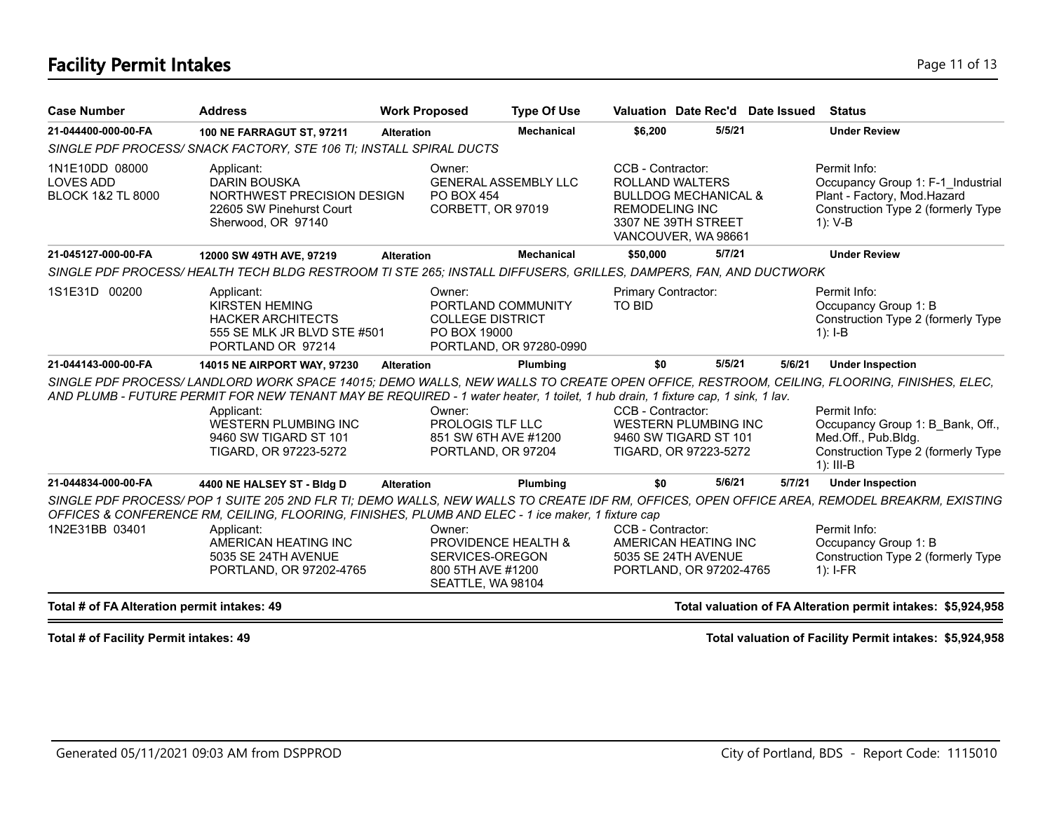# Facility Permit Intakes

| Case Number | Address | Work Proposed | Type Of Use | Valuation | Date Rec'd | Date Issued | Status |
|---|---|---|---|---|---|---|---|
| **21-044400-000-00-FA** | **100 NE FARRAGUT ST, 97211** | **Alteration** | **Mechanical** | **$6,200** | **5/5/21** | | **Under Review** |

*SINGLE PDF PROCESS/ SNACK FACTORY, STE 106 TI; INSTALL SPIRAL DUCTS*

1N1E10DD 08000
LOVES ADD
BLOCK 1&2 TL 8000

Applicant:
DARIN BOUSKA
NORTHWEST PRECISION DESIGN
22605 SW Pinehurst Court
Sherwood, OR 97140

Owner:
GENERAL ASSEMBLY LLC
PO BOX 454
CORBETT, OR 97019

CCB - Contractor:
ROLLAND WALTERS
BULLDOG MECHANICAL &
REMODELING INC
3307 NE 39TH STREET
VANCOUVER, WA 98661

Permit Info:
Occupancy Group 1: F-1_Industrial Plant - Factory, Mod.Hazard
Construction Type 2 (formerly Type 1): V-B

| Case Number | Address | Work Proposed | Type Of Use | Valuation | Date Rec'd | Date Issued | Status |
|---|---|---|---|---|---|---|---|
| **21-045127-000-00-FA** | **12000 SW 49TH AVE, 97219** | **Alteration** | **Mechanical** | **$50,000** | **5/7/21** | | **Under Review** |

*SINGLE PDF PROCESS/ HEALTH TECH BLDG RESTROOM TI STE 265; INSTALL DIFFUSERS, GRILLES, DAMPERS, FAN, AND DUCTWORK*

1S1E31D 00200

Applicant:
KIRSTEN HEMING
HACKER ARCHITECTS
555 SE MLK JR BLVD STE #501
PORTLAND OR 97214

Owner:
PORTLAND COMMUNITY
COLLEGE DISTRICT
PO BOX 19000
PORTLAND, OR 97280-0990

Primary Contractor:
TO BID

Permit Info:
Occupancy Group 1: B
Construction Type 2 (formerly Type 1): I-B

| Case Number | Address | Work Proposed | Type Of Use | Valuation | Date Rec'd | Date Issued | Status |
|---|---|---|---|---|---|---|---|
| **21-044143-000-00-FA** | **14015 NE AIRPORT WAY, 97230** | **Alteration** | **Plumbing** | **$0** | **5/5/21** | **5/6/21** | **Under Inspection** |

*SINGLE PDF PROCESS/ LANDLORD WORK SPACE 14015; DEMO WALLS, NEW WALLS TO CREATE OPEN OFFICE, RESTROOM, CEILING, FLOORING, FINISHES, ELEC, AND PLUMB - FUTURE PERMIT FOR NEW TENANT MAY BE REQUIRED - 1 water heater, 1 toilet, 1 hub drain, 1 fixture cap, 1 sink, 1 lav.*

Applicant:
WESTERN PLUMBING INC
9460 SW TIGARD ST 101
TIGARD, OR 97223-5272

Owner:
PROLOGIS TLF LLC
851 SW 6TH AVE #1200
PORTLAND, OR 97204

CCB - Contractor:
WESTERN PLUMBING INC
9460 SW TIGARD ST 101
TIGARD, OR 97223-5272

Permit Info:
Occupancy Group 1: B_Bank, Off., Med.Off., Pub.Bldg.
Construction Type 2 (formerly Type 1): III-B

| Case Number | Address | Work Proposed | Type Of Use | Valuation | Date Rec'd | Date Issued | Status |
|---|---|---|---|---|---|---|---|
| **21-044834-000-00-FA** | **4400 NE HALSEY ST - Bldg D** | **Alteration** | **Plumbing** | **$0** | **5/6/21** | **5/7/21** | **Under Inspection** |

*SINGLE PDF PROCESS/ POP 1 SUITE 205 2ND FLR TI; DEMO WALLS, NEW WALLS TO CREATE IDF RM, OFFICES, OPEN OFFICE AREA, REMODEL BREAKRM, EXISTING OFFICES & CONFERENCE RM, CEILING, FLOORING, FINISHES, PLUMB AND ELEC - 1 ice maker, 1 fixture cap*

1N2E31BB 03401

Applicant:
AMERICAN HEATING INC
5035 SE 24TH AVENUE
PORTLAND, OR 97202-4765

Owner:
PROVIDENCE HEALTH &
SERVICES-OREGON
800 5TH AVE #1200
SEATTLE, WA 98104

CCB - Contractor:
AMERICAN HEATING INC
5035 SE 24TH AVENUE
PORTLAND, OR 97202-4765

Permit Info:
Occupancy Group 1: B
Construction Type 2 (formerly Type 1): I-FR

**Total # of FA Alteration permit intakes: 49** — **Total valuation of FA Alteration permit intakes: $5,924,958**

**Total # of Facility Permit intakes: 49** — **Total valuation of Facility Permit intakes: $5,924,958**

Generated 05/11/2021 09:03 AM from DSPPROD — City of Portland, BDS - Report Code: 1115010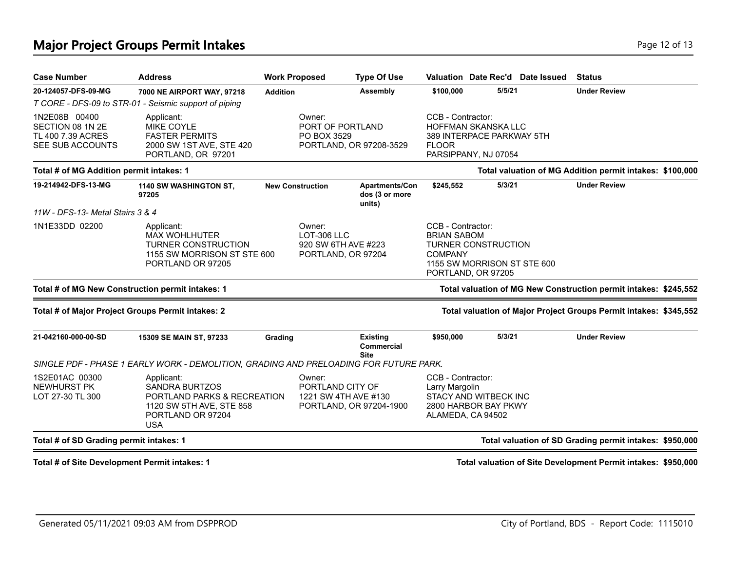## Major Project Groups Permit Intakes

| Case Number | Address | Work Proposed | Type Of Use | Valuation | Date Rec'd | Date Issued | Status |
|---|---|---|---|---|---|---|---|
| **20-124057-DFS-09-MG** | **7000 NE AIRPORT WAY, 97218** | **Addition** | **Assembly** | **$100,000** | **5/5/21** | | **Under Review** |

*T CORE - DFS-09 to STR-01 - Seismic support of piping*

1N2E08B 00400
SECTION 08 1N 2E
TL 400 7.39 ACRES
SEE SUB ACCOUNTS

Applicant:
MIKE COYLE
FASTER PERMITS
2000 SW 1ST AVE, STE 420
PORTLAND, OR 97201

Owner:
PORT OF PORTLAND
PO BOX 3529
PORTLAND, OR 97208-3529

CCB - Contractor:
HOFFMAN SKANSKA LLC
389 INTERPACE PARKWAY 5TH FLOOR
PARSIPPANY, NJ 07054

**Total # of MG Addition permit intakes: 1** — **Total valuation of MG Addition permit intakes: $100,000**

| Case Number | Address | Work Proposed | Type Of Use | Valuation | Date Rec'd | Date Issued | Status |
|---|---|---|---|---|---|---|---|
| **19-214942-DFS-13-MG** | **1140 SW WASHINGTON ST, 97205** | **New Construction** | **Apartments/Condos (3 or more units)** | **$245,552** | **5/3/21** | | **Under Review** |

*11W - DFS-13- Metal Stairs 3 & 4*

1N1E33DD 02200

Applicant:
MAX WOHLHUTER
TURNER CONSTRUCTION
1155 SW MORRISON ST STE 600
PORTLAND OR 97205

Owner:
LOT-306 LLC
920 SW 6TH AVE #223
PORTLAND, OR 97204

CCB - Contractor:
BRIAN SABOM
TURNER CONSTRUCTION COMPANY
1155 SW MORRISON ST STE 600
PORTLAND, OR 97205

**Total # of MG New Construction permit intakes: 1** — **Total valuation of MG New Construction permit intakes: $245,552**

**Total # of Major Project Groups Permit intakes: 2** — **Total valuation of Major Project Groups Permit intakes: $345,552**

| Case Number | Address | Work Proposed | Type Of Use | Valuation | Date Rec'd | Date Issued | Status |
|---|---|---|---|---|---|---|---|
| **21-042160-000-00-SD** | **15309 SE MAIN ST, 97233** | **Grading** | **Existing Commercial Site** | **$950,000** | **5/3/21** | | **Under Review** |

*SINGLE PDF - PHASE 1 EARLY WORK - DEMOLITION, GRADING AND PRELOADING FOR FUTURE PARK.*

1S2E01AC 00300
NEWHURST PK
LOT 27-30 TL 300

Applicant:
SANDRA BURTZOS
PORTLAND PARKS & RECREATION
1120 SW 5TH AVE, STE 858
PORTLAND OR 97204
USA

Owner:
PORTLAND CITY OF
1221 SW 4TH AVE #130
PORTLAND, OR 97204-1900

CCB - Contractor:
Larry Margolin
STACY AND WITBECK INC
2800 HARBOR BAY PKWY
ALAMEDA, CA 94502

**Total # of SD Grading permit intakes: 1** — **Total valuation of SD Grading permit intakes: $950,000**

**Total # of Site Development Permit intakes: 1** — **Total valuation of Site Development Permit intakes: $950,000**

Generated 05/11/2021 09:03 AM from DSPPROD — City of Portland, BDS - Report Code: 1115010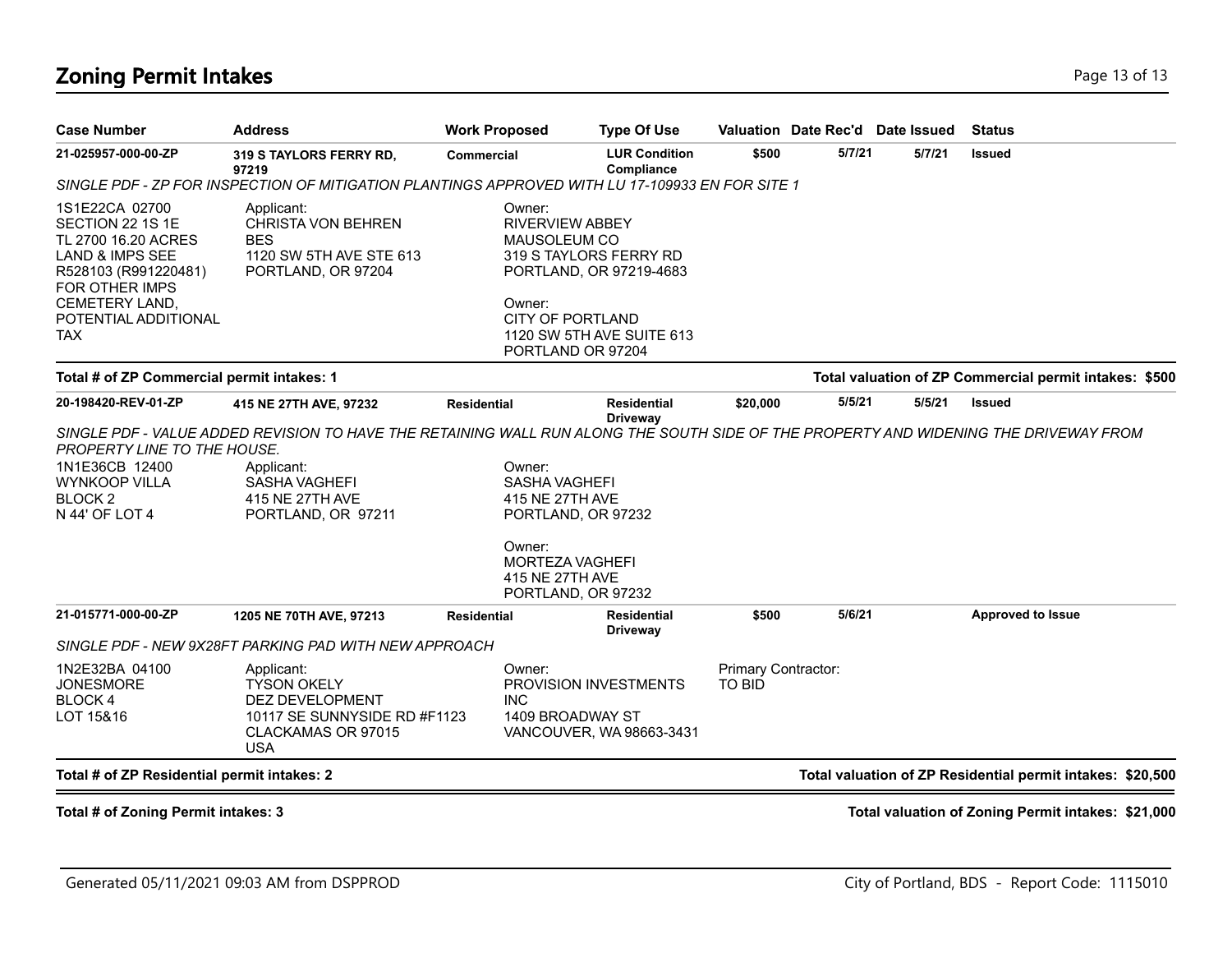# Zoning Permit Intakes

| Case Number | Address | Work Proposed | Type Of Use | Valuation | Date Rec'd | Date Issued | Status |
|---|---|---|---|---|---|---|---|
| 21-025957-000-00-ZP | 319 S TAYLORS FERRY RD, 97219 | Commercial | LUR Condition Compliance | $500 | 5/7/21 | 5/7/21 | Issued |

*SINGLE PDF - ZP FOR INSPECTION OF MITIGATION PLANTINGS APPROVED WITH LU 17-109933 EN FOR SITE 1*

1S1E22CA 02700
SECTION 22 1S 1E
TL 2700 16.20 ACRES
LAND & IMPS SEE
R528103 (R991220481)
FOR OTHER IMPS
CEMETERY LAND,
POTENTIAL ADDITIONAL
TAX

Applicant:
CHRISTA VON BEHREN
BES
1120 SW 5TH AVE STE 613
PORTLAND, OR 97204

Owner:
RIVERVIEW ABBEY
MAUSOLEUM CO
319 S TAYLORS FERRY RD
PORTLAND, OR 97219-4683

Owner:
CITY OF PORTLAND
1120 SW 5TH AVE SUITE 613
PORTLAND OR 97204

**Total # of ZP Commercial permit intakes: 1** — **Total valuation of ZP Commercial permit intakes: $500**

| Case Number | Address | Work Proposed | Type Of Use | Valuation | Date Rec'd | Date Issued | Status |
|---|---|---|---|---|---|---|---|
| 20-198420-REV-01-ZP | 415 NE 27TH AVE, 97232 | Residential | Residential Driveway | $20,000 | 5/5/21 | 5/5/21 | Issued |

*SINGLE PDF - VALUE ADDED REVISION TO HAVE THE RETAINING WALL RUN ALONG THE SOUTH SIDE OF THE PROPERTY AND WIDENING THE DRIVEWAY FROM PROPERTY LINE TO THE HOUSE.*

1N1E36CB 12400
WYNKOOP VILLA
BLOCK 2
N 44' OF LOT 4

Applicant:
SASHA VAGHEFI
415 NE 27TH AVE
PORTLAND, OR 97211

Owner:
SASHA VAGHEFI
415 NE 27TH AVE
PORTLAND, OR 97232

Owner:
MORTEZA VAGHEFI
415 NE 27TH AVE
PORTLAND, OR 97232

| Case Number | Address | Work Proposed | Type Of Use | Valuation | Date Rec'd | Date Issued | Status |
|---|---|---|---|---|---|---|---|
| 21-015771-000-00-ZP | 1205 NE 70TH AVE, 97213 | Residential | Residential Driveway | $500 | 5/6/21 | | Approved to Issue |

*SINGLE PDF - NEW 9X28FT PARKING PAD WITH NEW APPROACH*

1N2E32BA 04100
JONESMORE
BLOCK 4
LOT 15&16

Applicant:
TYSON OKELY
DEZ DEVELOPMENT
10117 SE SUNNYSIDE RD #F1123
CLACKAMAS OR 97015
USA

Owner:
PROVISION INVESTMENTS
INC
1409 BROADWAY ST
VANCOUVER, WA 98663-3431

Primary Contractor:
TO BID

**Total # of ZP Residential permit intakes: 2** — **Total valuation of ZP Residential permit intakes: $20,500**

**Total # of Zoning Permit intakes: 3** — **Total valuation of Zoning Permit intakes: $21,000**

Generated 05/11/2021 09:03 AM from DSPPROD — City of Portland, BDS - Report Code: 1115010